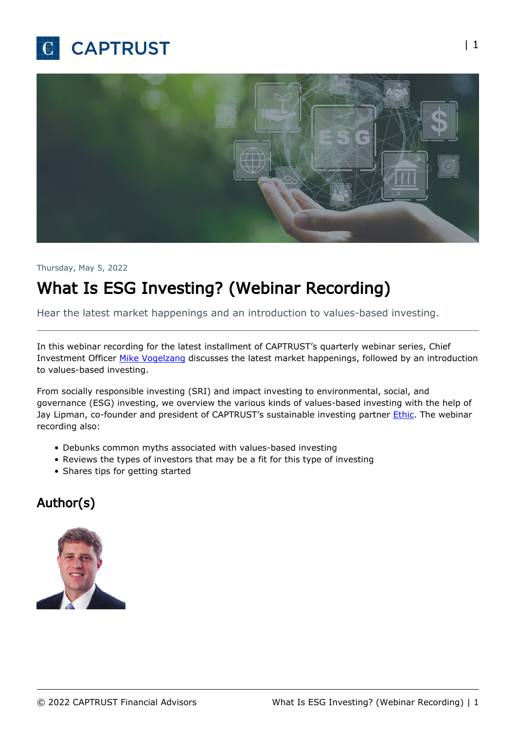Thursday, May 5, 2022

# What Is ESG Investing? (Webinar Recording)

Hear the latest market happenings and an introduction to values-based investing.

---

In this webinar recording for the latest installment of CAPTRUST's quarterly webinar series, Chief Investment Officer [Mike Vogelzang](#) discusses the latest market happenings, followed by an introduction to values-based investing.

From socially responsible investing (SRI) and impact investing to environmental, social, and governance (ESG) investing, we overview the various kinds of values-based investing with the help of Jay Lipman, co-founder and president of CAPTRUST's sustainable investing partner [Ethic](#). The webinar recording also:

- Debunks common myths associated with values-based investing
- Reviews the types of investors that may be a fit for this type of investing
- Shares tips for getting started

## Author(s)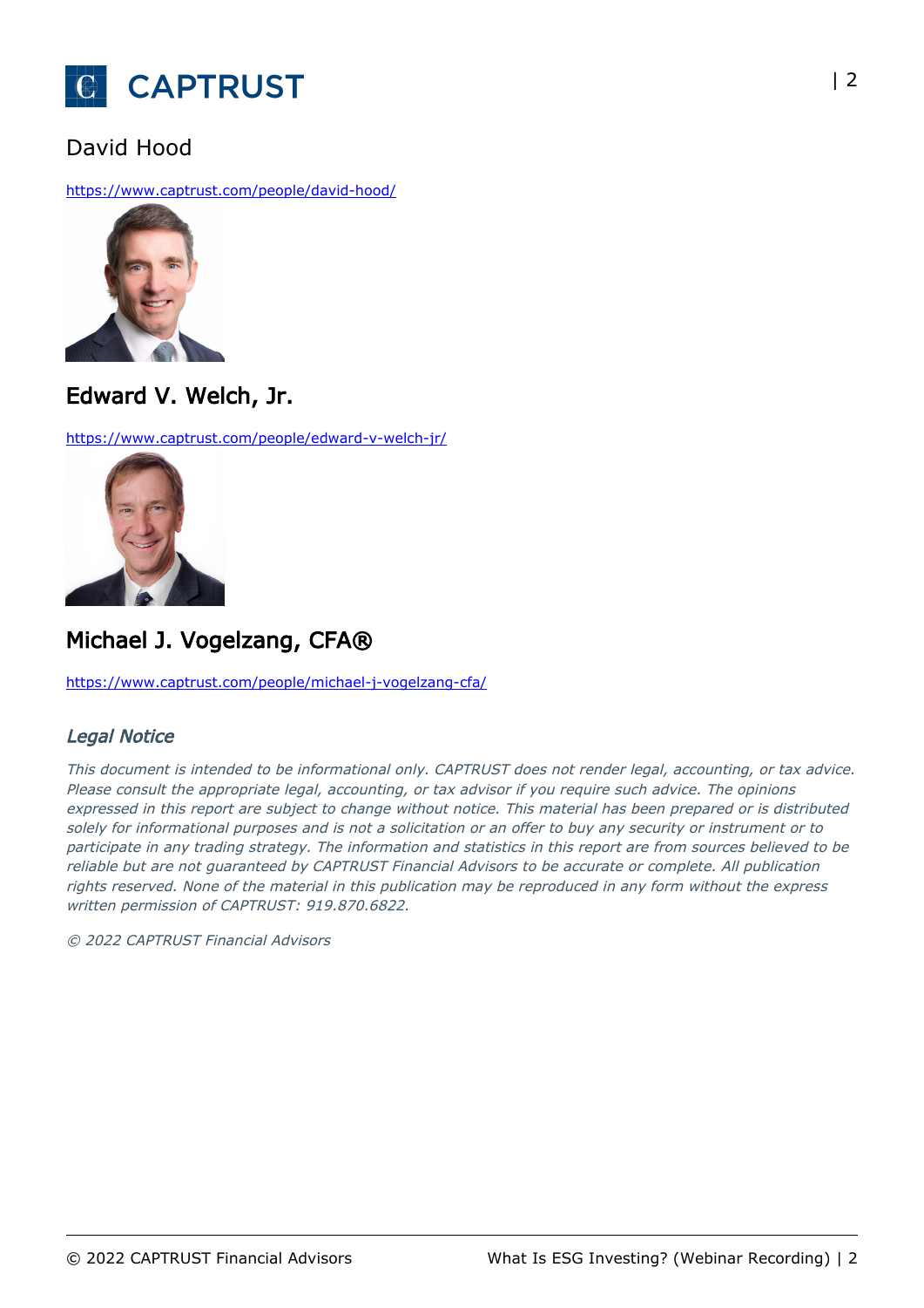David Hood

https://www.captrust.com/people/david-hood/

## Edward V. Welch, Jr.

https://www.captrust.com/people/edward-v-welch-jr/

## Michael J. Vogelzang, CFA®

https://www.captrust.com/people/michael-j-vogelzang-cfa/

### *Legal Notice*

*This document is intended to be informational only. CAPTRUST does not render legal, accounting, or tax advice. Please consult the appropriate legal, accounting, or tax advisor if you require such advice. The opinions expressed in this report are subject to change without notice. This material has been prepared or is distributed solely for informational purposes and is not a solicitation or an offer to buy any security or instrument or to participate in any trading strategy. The information and statistics in this report are from sources believed to be reliable but are not guaranteed by CAPTRUST Financial Advisors to be accurate or complete. All publication rights reserved. None of the material in this publication may be reproduced in any form without the express written permission of CAPTRUST: 919.870.6822.*

*© 2022 CAPTRUST Financial Advisors*